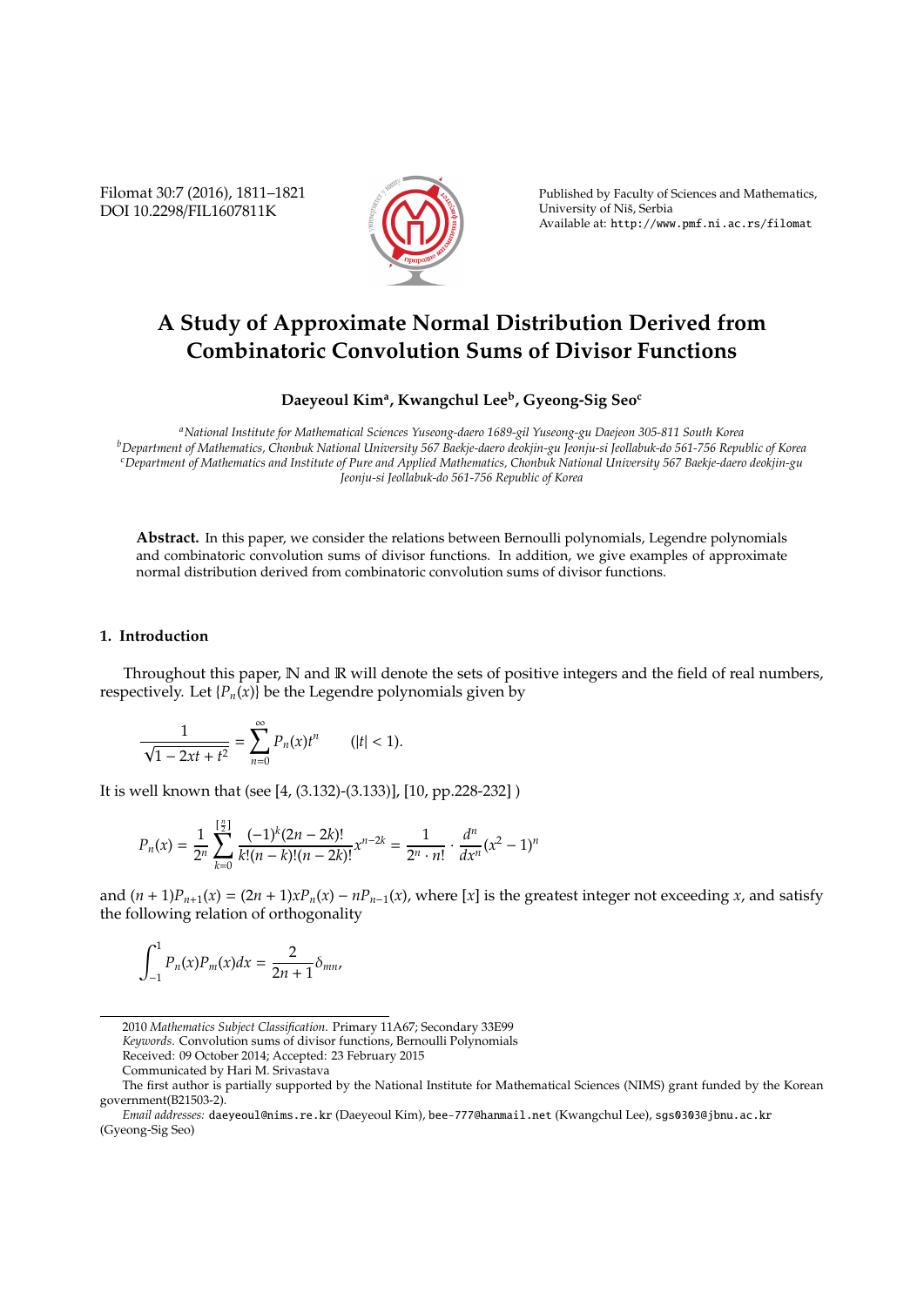# A Study of Approximate Normal Distribution Derived from Combinatoric Convolution Sums of Divisor Functions

**Daeyeoul Kim[a], Kwangchul Lee[b], Gyeong-Sig Seo[c]**

[a] *National Institute for Mathematical Sciences Yuseong-daero 1689-gil Yuseong-gu Daejeon 305-811 South Korea*
[b] *Department of Mathematics, Chonbuk National University 567 Baekje-daero deokjin-gu Jeonju-si Jeollabuk-do 561-756 Republic of Korea*
[c] *Department of Mathematics and Institute of Pure and Applied Mathematics, Chonbuk National University 567 Baekje-daero deokjin-gu Jeonju-si Jeollabuk-do 561-756 Republic of Korea*

**Abstract.** In this paper, we consider the relations between Bernoulli polynomials, Legendre polynomials and combinatoric convolution sums of divisor functions. In addition, we give examples of approximate normal distribution derived from combinatoric convolution sums of divisor functions.

## 1. Introduction

Throughout this paper, $\mathbb{N}$ and $\mathbb{R}$ will denote the sets of positive integers and the field of real numbers, respectively. Let $\{P_n(x)\}$ be the Legendre polynomials given by

$$\frac{1}{\sqrt{1-2xt+t^2}} = \sum_{n=0}^{\infty} P_n(x)t^n \qquad (|t| < 1).$$

It is well known that (see [4, (3.132)-(3.133)], [10, pp.228-232] )

$$P_n(x) = \frac{1}{2^n}\sum_{k=0}^{[\frac{n}{2}]} \frac{(-1)^k(2n-2k)!}{k!(n-k)!(n-2k)!}x^{n-2k} = \frac{1}{2^n \cdot n!}\cdot\frac{d^n}{dx^n}(x^2-1)^n$$

and $(n+1)P_{n+1}(x) = (2n+1)xP_n(x) - nP_{n-1}(x)$, where $[x]$ is the greatest integer not exceeding $x$, and satisfy the following relation of orthogonality

$$\int_{-1}^{1} P_n(x)P_m(x)dx = \frac{2}{2n+1}\delta_{mn},$$

---

2010 *Mathematics Subject Classification.* Primary 11A67; Secondary 33E99

*Keywords.* Convolution sums of divisor functions, Bernoulli Polynomials

Received: 09 October 2014; Accepted: 23 February 2015

Communicated by Hari M. Srivastava

The first author is partially supported by the National Institute for Mathematical Sciences (NIMS) grant funded by the Korean government(B21503-2).

*Email addresses:* daeyeoul@nims.re.kr (Daeyeoul Kim), bee-777@hanmail.net (Kwangchul Lee), sgs0303@jbnu.ac.kr (Gyeong-Sig Seo)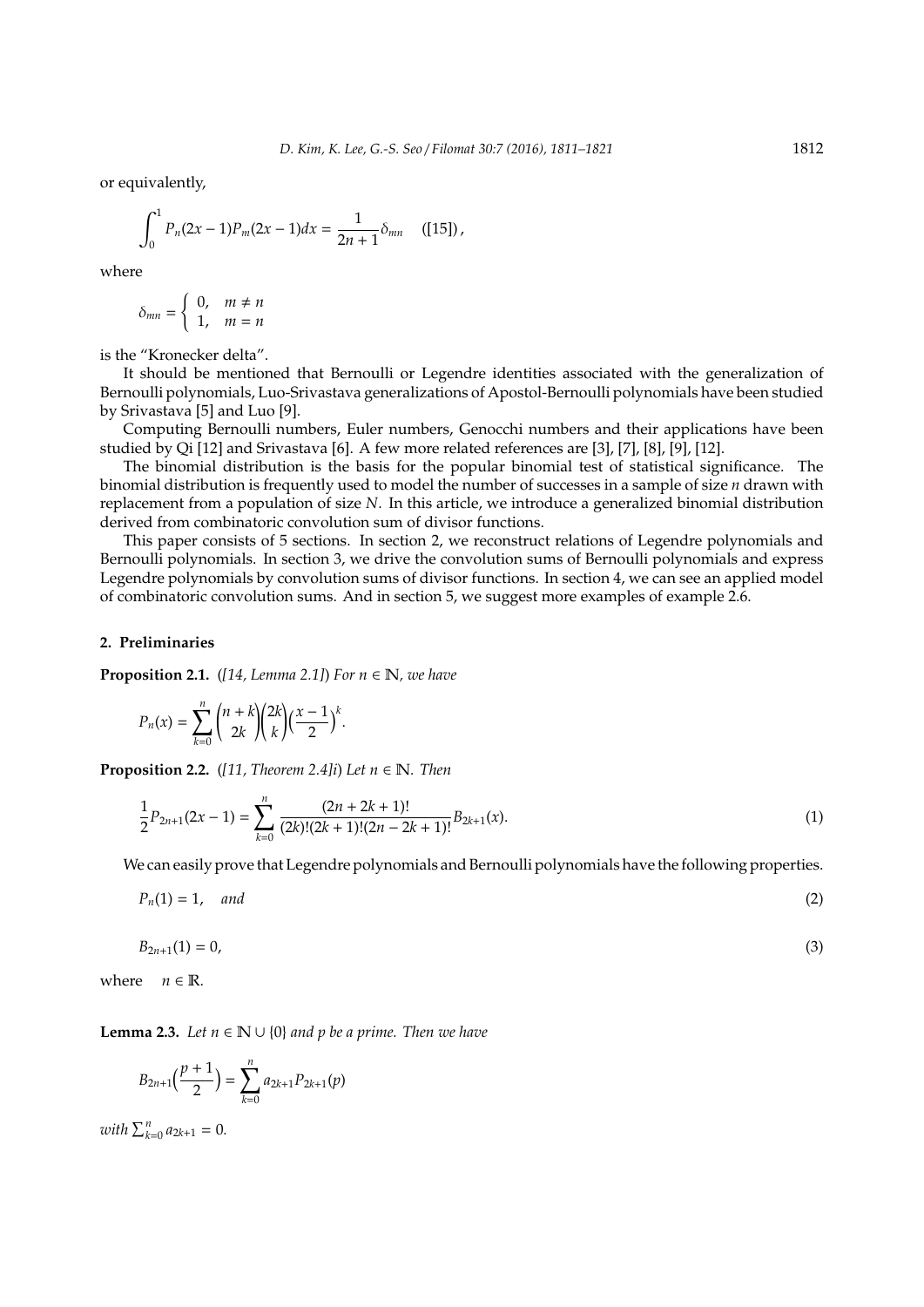or equivalently,

$$\int_0^1 P_n(2x-1)P_m(2x-1)dx = \frac{1}{2n+1}\delta_{mn} \quad ([15]),$$

where

$$\delta_{mn} = \begin{cases} 0, & m \neq n \\ 1, & m = n \end{cases}$$

is the "Kronecker delta".

It should be mentioned that Bernoulli or Legendre identities associated with the generalization of Bernoulli polynomials, Luo-Srivastava generalizations of Apostol-Bernoulli polynomials have been studied by Srivastava [5] and Luo [9].

Computing Bernoulli numbers, Euler numbers, Genocchi numbers and their applications have been studied by Qi [12] and Srivastava [6]. A few more related references are [3], [7], [8], [9], [12].

The binomial distribution is the basis for the popular binomial test of statistical significance. The binomial distribution is frequently used to model the number of successes in a sample of size $n$ drawn with replacement from a population of size $N$. In this article, we introduce a generalized binomial distribution derived from combinatoric convolution sum of divisor functions.

This paper consists of 5 sections. In section 2, we reconstruct relations of Legendre polynomials and Bernoulli polynomials. In section 3, we drive the convolution sums of Bernoulli polynomials and express Legendre polynomials by convolution sums of divisor functions. In section 4, we can see an applied model of combinatoric convolution sums. And in section 5, we suggest more examples of example 2.6.

## 2. Preliminaries

**Proposition 2.1.** *([14, Lemma 2.1]) For $n \in \mathbb{N}$, we have*

$$P_n(x) = \sum_{k=0}^{n} \binom{n+k}{2k}\binom{2k}{k}\Big(\frac{x-1}{2}\Big)^k.$$

**Proposition 2.2.** *([11, Theorem 2.4]i) Let $n \in \mathbb{N}$. Then*

$$\frac{1}{2}P_{2n+1}(2x-1) = \sum_{k=0}^{n} \frac{(2n+2k+1)!}{(2k)!(2k+1)!(2n-2k+1)!}B_{2k+1}(x). \tag{1}$$

We can easily prove that Legendre polynomials and Bernoulli polynomials have the following properties.

$$P_n(1) = 1, \quad and \tag{2}$$

$$B_{2n+1}(1) = 0, \tag{3}$$

where $\quad n \in \mathbb{R}$.

**Lemma 2.3.** *Let $n \in \mathbb{N} \cup \{0\}$ and $p$ be a prime. Then we have*

$$B_{2n+1}\Big(\frac{p+1}{2}\Big) = \sum_{k=0}^{n} a_{2k+1}P_{2k+1}(p)$$

*with $\sum_{k=0}^{n} a_{2k+1} = 0$.*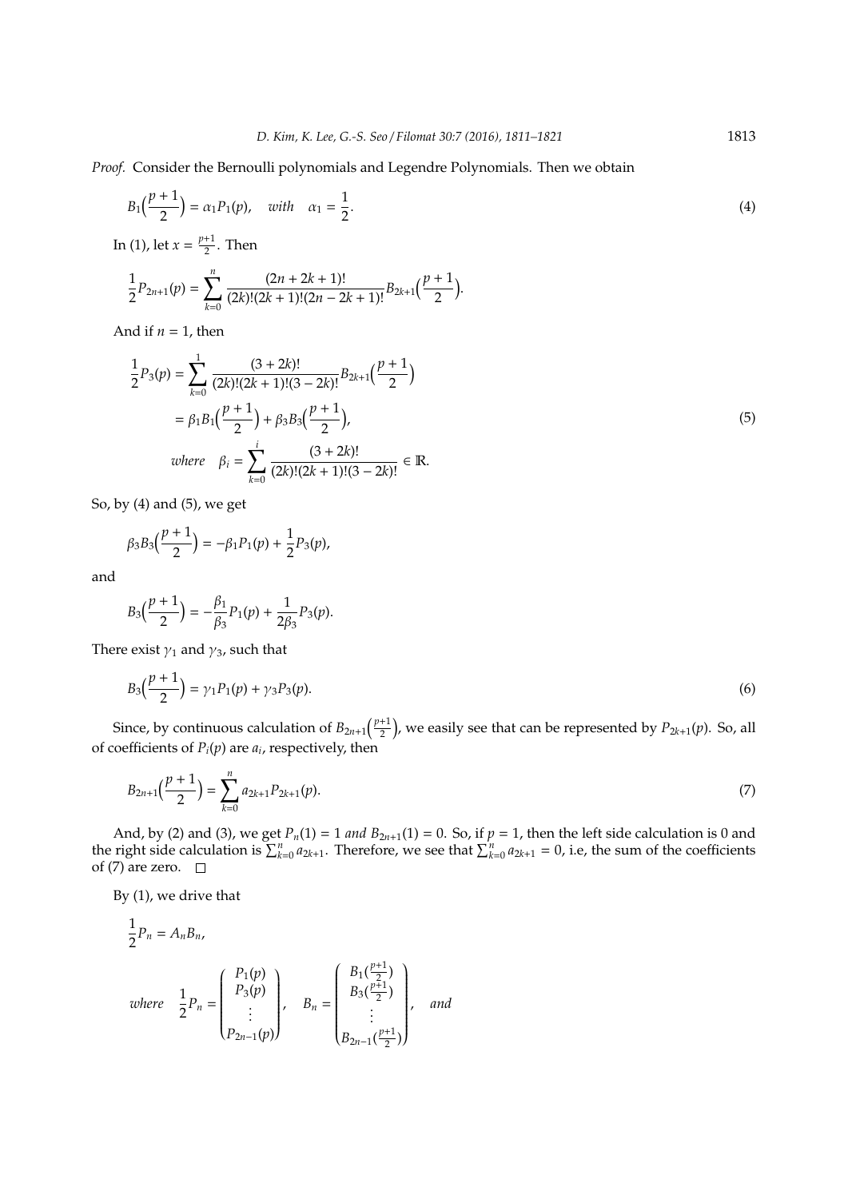*Proof.* Consider the Bernoulli polynomials and Legendre Polynomials. Then we obtain

$$B_1\Big(\frac{p+1}{2}\Big) = \alpha_1 P_1(p), \quad with \quad \alpha_1 = \frac{1}{2}. \tag{4}$$

In (1), let $x = \frac{p+1}{2}$. Then

$$\frac{1}{2}P_{2n+1}(p) = \sum_{k=0}^{n} \frac{(2n+2k+1)!}{(2k)!(2k+1)!(2n-2k+1)!} B_{2k+1}\Big(\frac{p+1}{2}\Big).$$

And if $n = 1$, then

$$\begin{aligned}
\frac{1}{2}P_3(p) &= \sum_{k=0}^{1} \frac{(3+2k)!}{(2k)!(2k+1)!(3-2k)!} B_{2k+1}\Big(\frac{p+1}{2}\Big) \\
&= \beta_1 B_1\Big(\frac{p+1}{2}\Big) + \beta_3 B_3\Big(\frac{p+1}{2}\Big), \\
where \quad \beta_i &= \sum_{k=0}^{i} \frac{(3+2k)!}{(2k)!(2k+1)!(3-2k)!} \in \mathbb{R}.
\end{aligned} \tag{5}$$

So, by (4) and (5), we get

$$\beta_3 B_3\Big(\frac{p+1}{2}\Big) = -\beta_1 P_1(p) + \frac{1}{2}P_3(p),$$

and

$$B_3\Big(\frac{p+1}{2}\Big) = -\frac{\beta_1}{\beta_3}P_1(p) + \frac{1}{2\beta_3}P_3(p).$$

There exist $\gamma_1$ and $\gamma_3$, such that

$$B_3\Big(\frac{p+1}{2}\Big) = \gamma_1 P_1(p) + \gamma_3 P_3(p). \tag{6}$$

Since, by continuous calculation of $B_{2n+1}\Big(\frac{p+1}{2}\Big)$, we easily see that can be represented by $P_{2k+1}(p)$. So, all of coefficients of $P_i(p)$ are $a_i$, respectively, then

$$B_{2n+1}\Big(\frac{p+1}{2}\Big) = \sum_{k=0}^{n} a_{2k+1} P_{2k+1}(p). \tag{7}$$

And, by (2) and (3), we get $P_n(1) = 1$ *and* $B_{2n+1}(1) = 0$. So, if $p = 1$, then the left side calculation is 0 and the right side calculation is $\sum_{k=0}^{n} a_{2k+1}$. Therefore, we see that $\sum_{k=0}^{n} a_{2k+1} = 0$, i.e, the sum of the coefficients of (7) are zero. □

By (1), we drive that

$$\frac{1}{2}P_n = A_n B_n,$$

$$where \quad \frac{1}{2}P_n = \begin{pmatrix} P_1(p) \\ P_3(p) \\ \vdots \\ P_{2n-1}(p) \end{pmatrix}, \quad B_n = \begin{pmatrix} B_1(\frac{p+1}{2}) \\ B_3(\frac{p+1}{2}) \\ \vdots \\ B_{2n-1}(\frac{p+1}{2}) \end{pmatrix}, \quad and$$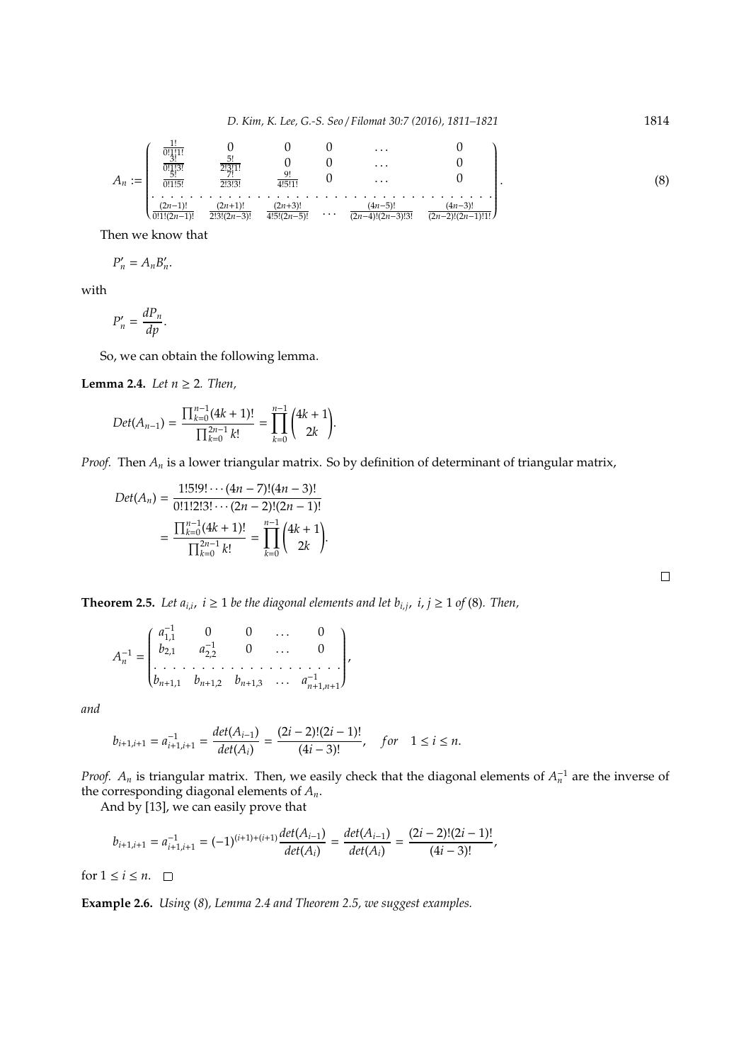$$
A_n := \begin{pmatrix}
\frac{1!}{0!1!1!} & 0 & 0 & 0 & \dots & 0 \\
\frac{3!}{0!1!3!} & \frac{5!}{2!3!1!} & 0 & 0 & \dots & 0 \\
\frac{5!}{0!1!5!} & \frac{7!}{2!3!3!} & \frac{9!}{4!5!1!} & 0 & \dots & 0 \\
\dots & \dots & \dots & \dots & \dots & \dots \\
\frac{(2n-1)!}{0!1!(2n-1)!} & \frac{(2n+1)!}{2!3!(2n-3)!} & \frac{(2n+3)!}{4!5!(2n-5)!} & \dots & \frac{(4n-5)!}{(2n-4)!(2n-3)!3!} & \frac{(4n-3)!}{(2n-2)!(2n-1)!1!}
\end{pmatrix}. \tag{8}
$$

Then we know that

$$
P'_n = A_n B'_n.
$$

with

$$
P'_n = \frac{dP_n}{dp}.
$$

So, we can obtain the following lemma.

**Lemma 2.4.** *Let $n \geq 2$. Then,*

$$
Det(A_{n-1}) = \frac{\prod_{k=0}^{n-1}(4k+1)!}{\prod_{k=0}^{2n-1} k!} = \prod_{k=0}^{n-1}\binom{4k+1}{2k}.
$$

*Proof.* Then $A_n$ is a lower triangular matrix. So by definition of determinant of triangular matrix,

$$
\begin{aligned}
Det(A_n) &= \frac{1!5!9!\cdots(4n-7)!(4n-3)!}{0!1!2!3!\cdots(2n-2)!(2n-1)!} \\
&= \frac{\prod_{k=0}^{n-1}(4k+1)!}{\prod_{k=0}^{2n-1} k!} = \prod_{k=0}^{n-1}\binom{4k+1}{2k}.
\end{aligned}
$$

□

**Theorem 2.5.** *Let $a_{i,i}$, $i \geq 1$ be the diagonal elements and let $b_{i,j}$, $i, j \geq 1$ of* (8)*. Then,*

$$
A_n^{-1} = \begin{pmatrix}
a_{1,1}^{-1} & 0 & 0 & \dots & 0 \\
b_{2,1} & a_{2,2}^{-1} & 0 & \dots & 0 \\
\dots & \dots & \dots & \dots & \dots \\
b_{n+1,1} & b_{n+1,2} & b_{n+1,3} & \dots & a_{n+1,n+1}^{-1}
\end{pmatrix},
$$

*and*

$$
b_{i+1,i+1} = a_{i+1,i+1}^{-1} = \frac{det(A_{i-1})}{det(A_i)} = \frac{(2i-2)!(2i-1)!}{(4i-3)!}, \quad for \quad 1 \leq i \leq n.
$$

*Proof.* $A_n$ is triangular matrix. Then, we easily check that the diagonal elements of $A_n^{-1}$ are the inverse of the corresponding diagonal elements of $A_n$.

And by [13], we can easily prove that

$$
b_{i+1,i+1} = a_{i+1,i+1}^{-1} = (-1)^{(i+1)+(i+1)}\frac{det(A_{i-1})}{det(A_i)} = \frac{det(A_{i-1})}{det(A_i)} = \frac{(2i-2)!(2i-1)!}{(4i-3)!},
$$

for $1 \leq i \leq n$. □

**Example 2.6.** *Using* (8)*, Lemma 2.4 and Theorem 2.5, we suggest examples.*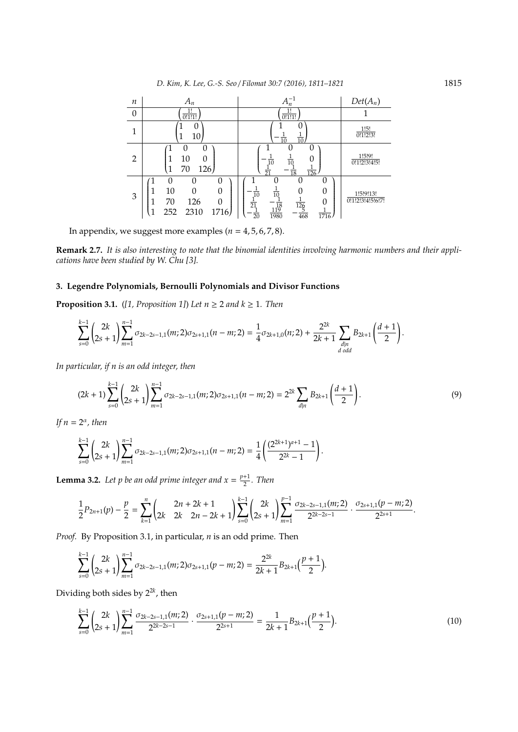| $n$ | $A_n$ | $A_n^{-1}$ | $Det(A_n)$ |
|---|---|---|---|
| 0 | $\begin{pmatrix}\frac{1!}{0!1!1!}\end{pmatrix}$ | $\begin{pmatrix}\frac{1!}{0!1!1!}\end{pmatrix}$ | 1 |
| 1 | $\begin{pmatrix}1 & 0\\ 1 & 10\end{pmatrix}$ | $\begin{pmatrix}1 & 0\\ -\frac{1}{10} & \frac{1}{10}\end{pmatrix}$ | $\frac{1!5!}{0!1!2!3!}$ |
| 2 | $\begin{pmatrix}1 & 0 & 0\\ 1 & 10 & 0\\ 1 & 70 & 126\end{pmatrix}$ | $\begin{pmatrix}1 & 0 & 0\\ -\frac{1}{10} & \frac{1}{10} & 0\\ \frac{1}{21} & -\frac{1}{18} & \frac{1}{126}\end{pmatrix}$ | $\frac{1!5!9!}{0!1!2!3!4!5!}$ |
| 3 | $\begin{pmatrix}1 & 0 & 0 & 0\\ 1 & 10 & 0 & 0\\ 1 & 70 & 126 & 0\\ 1 & 252 & 2310 & 1716\end{pmatrix}$ | $\begin{pmatrix}1 & 0 & 0 & 0\\ -\frac{1}{10} & \frac{1}{10} & 0 & 0\\ \frac{1}{21} & -\frac{1}{18} & \frac{1}{126} & 0\\ -\frac{1}{20} & \frac{119}{1980} & -\frac{5}{468} & \frac{1}{1716}\end{pmatrix}$ | $\frac{1!5!9!13!}{0!1!2!3!4!5!6!7!}$ |

In appendix, we suggest more examples ($n = 4, 5, 6, 7, 8$).

**Remark 2.7.** *It is also interesting to note that the binomial identities involving harmonic numbers and their applications have been studied by W. Chu [3].*

## 3. Legendre Polynomials, Bernoulli Polynomials and Divisor Functions

**Proposition 3.1.** ([1, Proposition 1]) *Let $n \geq 2$ and $k \geq 1$. Then*

$$\sum_{s=0}^{k-1}\binom{2k}{2s+1}\sum_{m=1}^{n-1}\sigma_{2k-2s-1,1}(m;2)\sigma_{2s+1,1}(n-m;2) = \frac{1}{4}\sigma_{2k+1,0}(n;2) + \frac{2^{2k}}{2k+1}\sum_{\substack{d|n\\ d\ odd}} B_{2k+1}\left(\frac{d+1}{2}\right).$$

*In particular, if $n$ is an odd integer, then*

$$(2k+1)\sum_{s=0}^{k-1}\binom{2k}{2s+1}\sum_{m=1}^{n-1}\sigma_{2k-2s-1,1}(m;2)\sigma_{2s+1,1}(n-m;2) = 2^{2k}\sum_{d|n} B_{2k+1}\left(\frac{d+1}{2}\right). \tag{9}$$

*If $n = 2^{\alpha}$, then*

$$\sum_{s=0}^{k-1}\binom{2k}{2s+1}\sum_{m=1}^{n-1}\sigma_{2k-2s-1,1}(m;2)\sigma_{2s+1,1}(n-m;2) = \frac{1}{4}\left(\frac{(2^{2k+1})^{\alpha+1}-1}{2^{2k}-1}\right).$$

**Lemma 3.2.** *Let $p$ be an odd prime integer and $x = \frac{p+1}{2}$. Then*

$$\frac{1}{2}P_{2n+1}(p) - \frac{p}{2} = \sum_{k=1}^{n}\binom{2n+2k+1}{2k \quad 2k \quad 2n-2k+1}\sum_{s=0}^{k-1}\binom{2k}{2s+1}\sum_{m=1}^{p-1}\frac{\sigma_{2k-2s-1,1}(m;2)}{2^{2k-2s-1}}\cdot\frac{\sigma_{2s+1,1}(p-m;2)}{2^{2s+1}}.$$

*Proof.* By Proposition 3.1, in particular, $n$ is an odd prime. Then

$$\sum_{s=0}^{k-1}\binom{2k}{2s+1}\sum_{m=1}^{n-1}\sigma_{2k-2s-1,1}(m;2)\sigma_{2s+1,1}(p-m;2) = \frac{2^{2k}}{2k+1}B_{2k+1}\Big(\frac{p+1}{2}\Big).$$

Dividing both sides by $2^{2k}$, then

$$\sum_{s=0}^{k-1}\binom{2k}{2s+1}\sum_{m=1}^{n-1}\frac{\sigma_{2k-2s-1,1}(m;2)}{2^{2k-2s-1}}\cdot\frac{\sigma_{2s+1,1}(p-m;2)}{2^{2s+1}} = \frac{1}{2k+1}B_{2k+1}\Big(\frac{p+1}{2}\Big). \tag{10}$$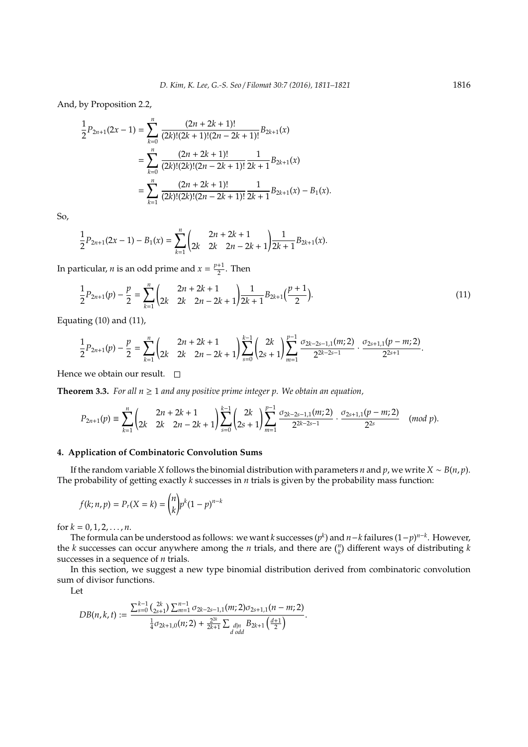And, by Proposition 2.2,

$$
\begin{aligned}
\frac{1}{2}P_{2n+1}(2x-1) &= \sum_{k=0}^{n} \frac{(2n+2k+1)!}{(2k)!(2k+1)!(2n-2k+1)!}B_{2k+1}(x) \\
&= \sum_{k=0}^{n} \frac{(2n+2k+1)!}{(2k)!(2k)!(2n-2k+1)!}\frac{1}{2k+1}B_{2k+1}(x) \\
&= \sum_{k=1}^{n} \frac{(2n+2k+1)!}{(2k)!(2k)!(2n-2k+1)!}\frac{1}{2k+1}B_{2k+1}(x) - B_1(x).
\end{aligned}
$$

So,

$$
\frac{1}{2}P_{2n+1}(2x-1) - B_1(x) = \sum_{k=1}^{n} \binom{2n+2k+1}{2k \quad 2k \quad 2n-2k+1} \frac{1}{2k+1} B_{2k+1}(x).
$$

In particular, $n$ is an odd prime and $x = \frac{p+1}{2}$. Then

$$
\frac{1}{2}P_{2n+1}(p) - \frac{p}{2} = \sum_{k=1}^{n} \binom{2n+2k+1}{2k \quad 2k \quad 2n-2k+1} \frac{1}{2k+1} B_{2k+1}\Big(\frac{p+1}{2}\Big). \tag{11}
$$

Equating (10) and (11),

$$
\frac{1}{2}P_{2n+1}(p) - \frac{p}{2} = \sum_{k=1}^{n} \binom{2n+2k+1}{2k \quad 2k \quad 2n-2k+1} \sum_{s=0}^{k-1} \binom{2k}{2s+1} \sum_{m=1}^{p-1} \frac{\sigma_{2k-2s-1,1}(m;2)}{2^{2k-2s-1}} \cdot \frac{\sigma_{2s+1,1}(p-m;2)}{2^{2s+1}}.
$$

Hence we obtain our result. $\square$

**Theorem 3.3.** *For all $n \geq 1$ and any positive prime integer $p$. We obtain an equation,*

$$
P_{2n+1}(p) \equiv \sum_{k=1}^{n} \binom{2n+2k+1}{2k \quad 2k \quad 2n-2k+1} \sum_{s=0}^{k-1} \binom{2k}{2s+1} \sum_{m=1}^{p-1} \frac{\sigma_{2k-2s-1,1}(m;2)}{2^{2k-2s-1}} \cdot \frac{\sigma_{2s+1,1}(p-m;2)}{2^{2s}} \quad (mod\ p).
$$

## 4. Application of Combinatoric Convolution Sums

If the random variable $X$ follows the binomial distribution with parameters $n$ and $p$, we write $X \sim B(n,p)$. The probability of getting exactly $k$ successes in $n$ trials is given by the probability mass function:

$$
f(k;n,p) = P_r(X=k) = \binom{n}{k} p^k (1-p)^{n-k}
$$

for $k = 0, 1, 2, \ldots, n$.

The formula can be understood as follows: we want $k$ successes ($p^k$) and $n-k$ failures $(1-p)^{n-k}$. However, the $k$ successes can occur anywhere among the $n$ trials, and there are $\binom{n}{k}$ different ways of distributing $k$ successes in a sequence of $n$ trials.

In this section, we suggest a new type binomial distribution derived from combinatoric convolution sum of divisor functions.

Let

$$
DB(n,k,t) := \frac{\sum_{s=0}^{k-1} \binom{2k}{2s+1} \sum_{m=1}^{n-1} \sigma_{2k-2s-1,1}(m;2)\sigma_{2s+1,1}(n-m;2)}{\frac{1}{4}\sigma_{2k+1,0}(n;2) + \frac{2^{2k}}{2k+1} \sum_{\substack{d|n \\ d \text{ odd}}} B_{2k+1}\left(\frac{d+1}{2}\right)}.
$$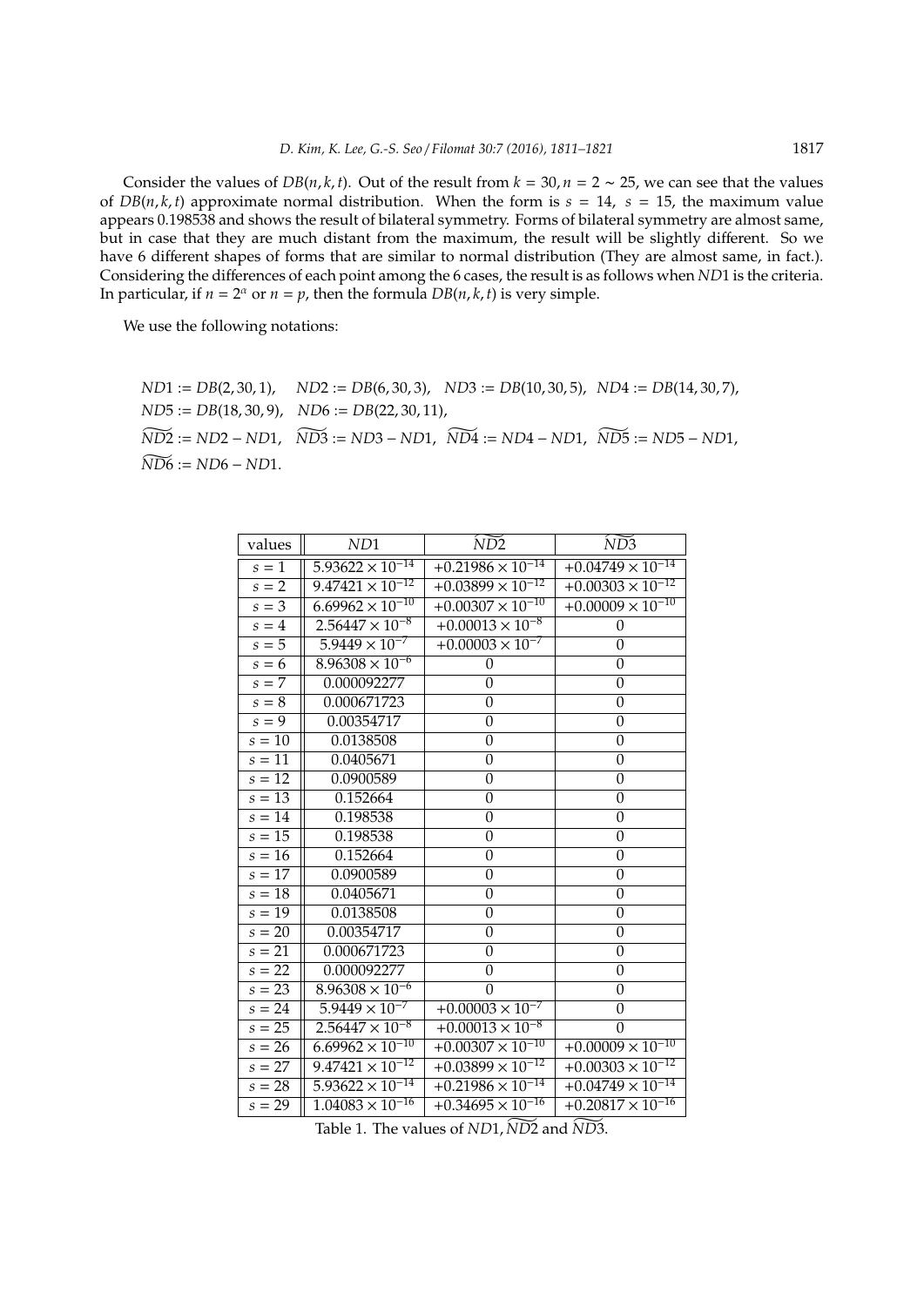Consider the values of $DB(n, k, t)$. Out of the result from $k = 30, n = 2 \sim 25$, we can see that the values of $DB(n, k, t)$ approximate normal distribution. When the form is $s = 14$, $s = 15$, the maximum value appears 0.198538 and shows the result of bilateral symmetry. Forms of bilateral symmetry are almost same, but in case that they are much distant from the maximum, the result will be slightly different. So we have 6 different shapes of forms that are similar to normal distribution (They are almost same, in fact.). Considering the differences of each point among the 6 cases, the result is as follows when $ND1$ is the criteria. In particular, if $n = 2^{\alpha}$ or $n = p$, then the formula $DB(n, k, t)$ is very simple.

We use the following notations:

$$ND1 := DB(2, 30, 1),\quad ND2 := DB(6, 30, 3),\quad ND3 := DB(10, 30, 5),\quad ND4 := DB(14, 30, 7),$$
$$ND5 := DB(18, 30, 9),\quad ND6 := DB(22, 30, 11),$$
$$\widetilde{ND2} := ND2 - ND1,\quad \widetilde{ND3} := ND3 - ND1,\quad \widetilde{ND4} := ND4 - ND1,\quad \widetilde{ND5} := ND5 - ND1,$$
$$\widetilde{ND6} := ND6 - ND1.$$

| values | $ND1$ | $\widetilde{ND2}$ | $\widetilde{ND3}$ |
|---|---|---|---|
| $s = 1$ | $5.93622 \times 10^{-14}$ | $+0.21986 \times 10^{-14}$ | $+0.04749 \times 10^{-14}$ |
| $s = 2$ | $9.47421 \times 10^{-12}$ | $+0.03899 \times 10^{-12}$ | $+0.00303 \times 10^{-12}$ |
| $s = 3$ | $6.69962 \times 10^{-10}$ | $+0.00307 \times 10^{-10}$ | $+0.00009 \times 10^{-10}$ |
| $s = 4$ | $2.56447 \times 10^{-8}$ | $+0.00013 \times 10^{-8}$ | 0 |
| $s = 5$ | $5.9449 \times 10^{-7}$ | $+0.00003 \times 10^{-7}$ | 0 |
| $s = 6$ | $8.96308 \times 10^{-6}$ | 0 | 0 |
| $s = 7$ | 0.000092277 | 0 | 0 |
| $s = 8$ | 0.000671723 | 0 | 0 |
| $s = 9$ | 0.00354717 | 0 | 0 |
| $s = 10$ | 0.0138508 | 0 | 0 |
| $s = 11$ | 0.0405671 | 0 | 0 |
| $s = 12$ | 0.0900589 | 0 | 0 |
| $s = 13$ | 0.152664 | 0 | 0 |
| $s = 14$ | 0.198538 | 0 | 0 |
| $s = 15$ | 0.198538 | 0 | 0 |
| $s = 16$ | 0.152664 | 0 | 0 |
| $s = 17$ | 0.0900589 | 0 | 0 |
| $s = 18$ | 0.0405671 | 0 | 0 |
| $s = 19$ | 0.0138508 | 0 | 0 |
| $s = 20$ | 0.00354717 | 0 | 0 |
| $s = 21$ | 0.000671723 | 0 | 0 |
| $s = 22$ | 0.000092277 | 0 | 0 |
| $s = 23$ | $8.96308 \times 10^{-6}$ | 0 | 0 |
| $s = 24$ | $5.9449 \times 10^{-7}$ | $+0.00003 \times 10^{-7}$ | 0 |
| $s = 25$ | $2.56447 \times 10^{-8}$ | $+0.00013 \times 10^{-8}$ | 0 |
| $s = 26$ | $6.69962 \times 10^{-10}$ | $+0.00307 \times 10^{-10}$ | $+0.00009 \times 10^{-10}$ |
| $s = 27$ | $9.47421 \times 10^{-12}$ | $+0.03899 \times 10^{-12}$ | $+0.00303 \times 10^{-12}$ |
| $s = 28$ | $5.93622 \times 10^{-14}$ | $+0.21986 \times 10^{-14}$ | $+0.04749 \times 10^{-14}$ |
| $s = 29$ | $1.04083 \times 10^{-16}$ | $+0.34695 \times 10^{-16}$ | $+0.20817 \times 10^{-16}$ |

Table 1. The values of $ND1, \widetilde{ND2}$ and $\widetilde{ND3}$.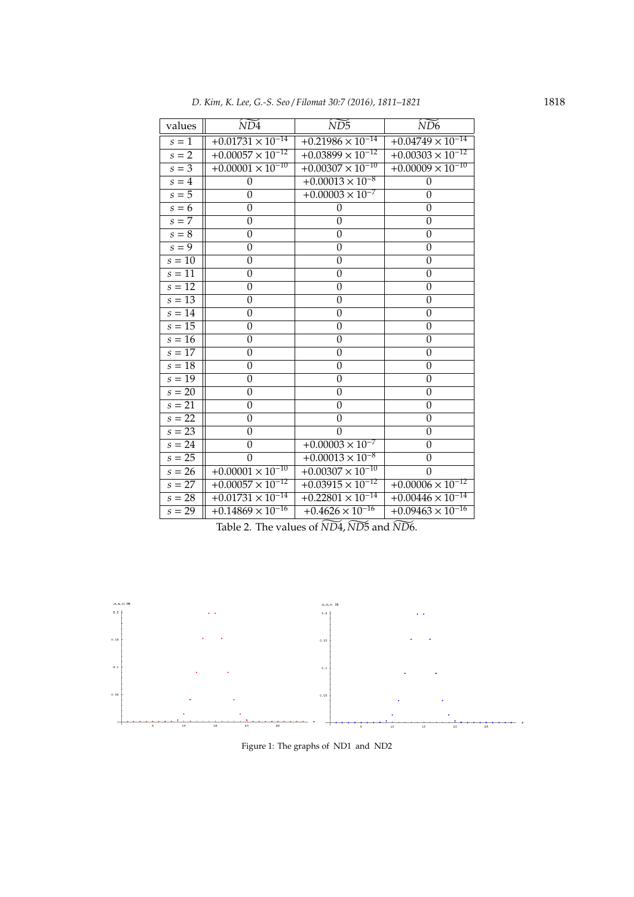| values | $\widetilde{ND4}$ | $\widetilde{ND5}$ | $\widetilde{ND6}$ |
|---|---|---|---|
| $s = 1$ | $+0.01731 \times 10^{-14}$ | $+0.21986 \times 10^{-14}$ | $+0.04749 \times 10^{-14}$ |
| $s = 2$ | $+0.00057 \times 10^{-12}$ | $+0.03899 \times 10^{-12}$ | $+0.00303 \times 10^{-12}$ |
| $s = 3$ | $+0.00001 \times 10^{-10}$ | $+0.00307 \times 10^{-10}$ | $+0.00009 \times 10^{-10}$ |
| $s = 4$ | 0 | $+0.00013 \times 10^{-8}$ | 0 |
| $s = 5$ | 0 | $+0.00003 \times 10^{-7}$ | 0 |
| $s = 6$ | 0 | 0 | 0 |
| $s = 7$ | 0 | 0 | 0 |
| $s = 8$ | 0 | 0 | 0 |
| $s = 9$ | 0 | 0 | 0 |
| $s = 10$ | 0 | 0 | 0 |
| $s = 11$ | 0 | 0 | 0 |
| $s = 12$ | 0 | 0 | 0 |
| $s = 13$ | 0 | 0 | 0 |
| $s = 14$ | 0 | 0 | 0 |
| $s = 15$ | 0 | 0 | 0 |
| $s = 16$ | 0 | 0 | 0 |
| $s = 17$ | 0 | 0 | 0 |
| $s = 18$ | 0 | 0 | 0 |
| $s = 19$ | 0 | 0 | 0 |
| $s = 20$ | 0 | 0 | 0 |
| $s = 21$ | 0 | 0 | 0 |
| $s = 22$ | 0 | 0 | 0 |
| $s = 23$ | 0 | 0 | 0 |
| $s = 24$ | 0 | $+0.00003 \times 10^{-7}$ | 0 |
| $s = 25$ | 0 | $+0.00013 \times 10^{-8}$ | 0 |
| $s = 26$ | $+0.00001 \times 10^{-10}$ | $+0.00307 \times 10^{-10}$ | 0 |
| $s = 27$ | $+0.00057 \times 10^{-12}$ | $+0.03915 \times 10^{-12}$ | $+0.00006 \times 10^{-12}$ |
| $s = 28$ | $+0.01731 \times 10^{-14}$ | $+0.22801 \times 10^{-14}$ | $+0.00446 \times 10^{-14}$ |
| $s = 29$ | $+0.14869 \times 10^{-16}$ | $+0.4626 \times 10^{-16}$ | $+0.09463 \times 10^{-16}$ |

Table 2. The values of $\widetilde{ND4}$, $\widetilde{ND5}$ and $\widetilde{ND6}$.

Figure 1: The graphs of ND1 and ND2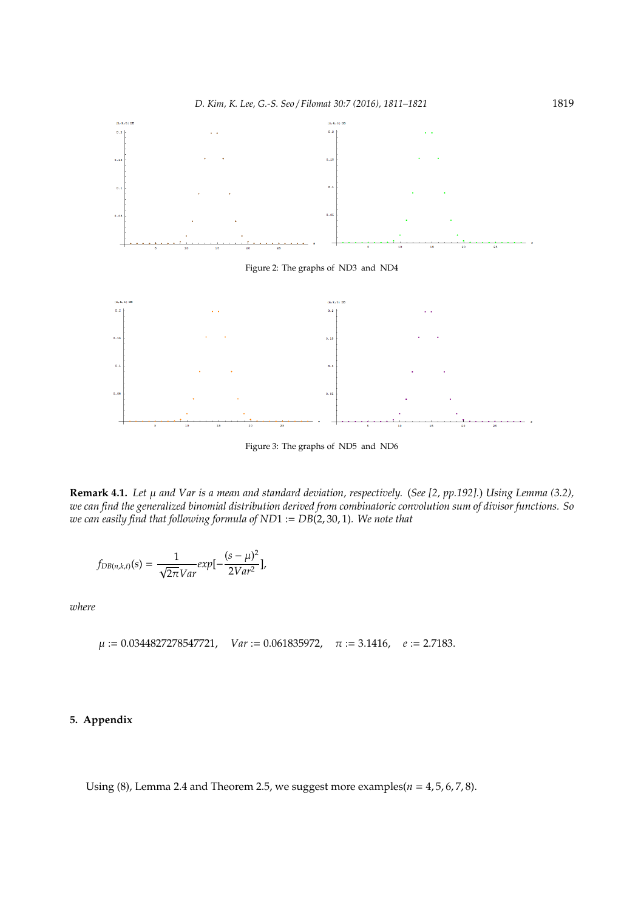Figure 2: The graphs of ND3 and ND4

Figure 3: The graphs of ND5 and ND6

**Remark 4.1.** *Let $\mu$ and $Var$ is a mean and standard deviation, respectively.* (*See [2, pp.192].*) *Using Lemma (3.2), we can find the generalized binomial distribution derived from combinatoric convolution sum of divisor functions. So we can easily find that following formula of $ND1 := DB(2, 30, 1)$. We note that*

$$f_{DB(n,k,t)}(s) = \frac{1}{\sqrt{2\pi}Var} exp[-\frac{(s-\mu)^2}{2Var^2}],$$

*where*

$$\mu := 0.0344827278547721, \quad Var := 0.061835972, \quad \pi := 3.1416, \quad e := 2.7183.$$

## 5. Appendix

Using (8), Lemma 2.4 and Theorem 2.5, we suggest more examples($n = 4, 5, 6, 7, 8$).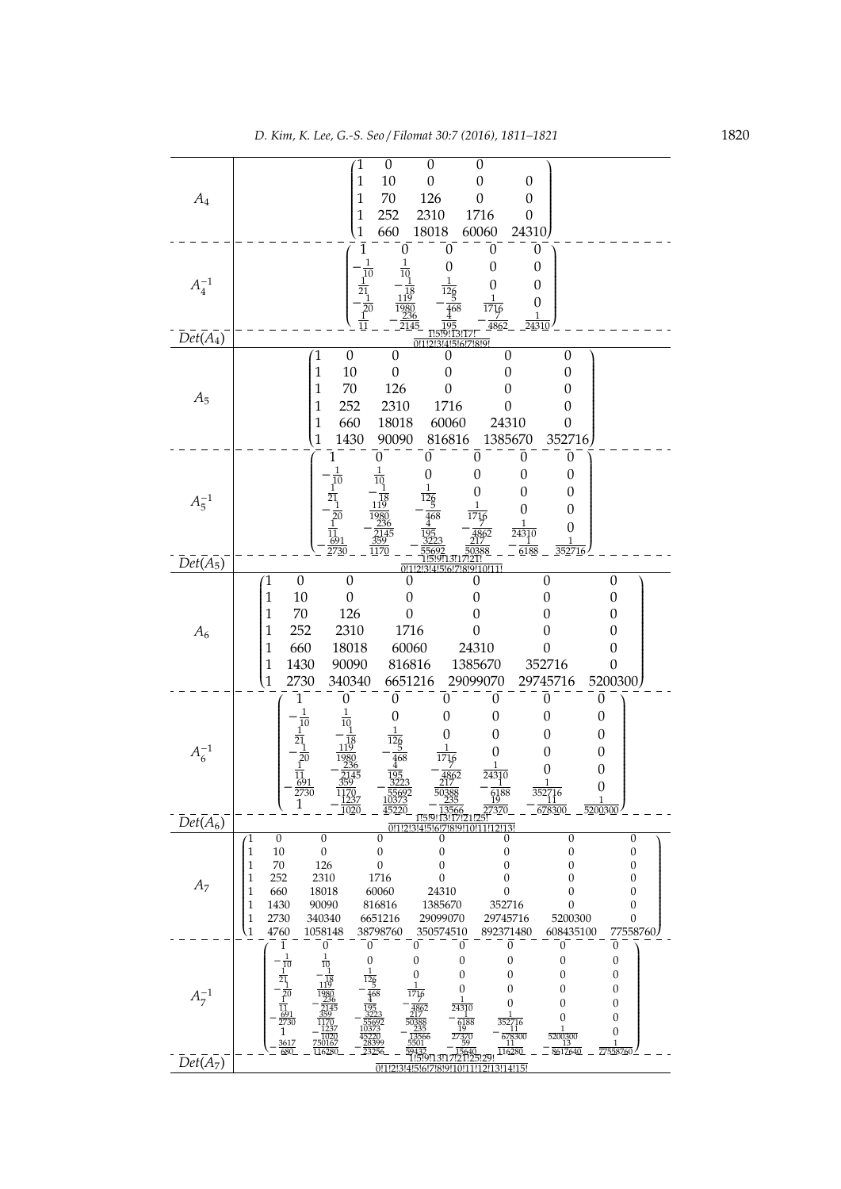| | |
|---|---|
| $A_4$ | $\begin{pmatrix} 1 & 0 & 0 & 0 & 0 \\ 1 & 10 & 0 & 0 & 0 \\ 1 & 70 & 126 & 0 & 0 \\ 1 & 252 & 2310 & 1716 & 0 \\ 1 & 660 & 18018 & 60060 & 24310 \end{pmatrix}$ |
| $A_4^{-1}$ | $\begin{pmatrix} 1 & 0 & 0 & 0 & 0 \\ -\frac{1}{10} & \frac{1}{10} & 0 & 0 & 0 \\ \frac{1}{21} & -\frac{1}{18} & \frac{1}{126} & 0 & 0 \\ -\frac{1}{20} & \frac{119}{1980} & -\frac{5}{468} & \frac{1}{1716} & 0 \\ \frac{1}{11} & -\frac{236}{2145} & \frac{4}{195} & -\frac{7}{4862} & \frac{1}{24310} \end{pmatrix}$ |
| $Det(A_4)$ | $\frac{1!5!9!13!17!}{0!1!2!3!4!5!6!7!8!9!}$ |
| $A_5$ | $\begin{pmatrix} 1 & 0 & 0 & 0 & 0 & 0 \\ 1 & 10 & 0 & 0 & 0 & 0 \\ 1 & 70 & 126 & 0 & 0 & 0 \\ 1 & 252 & 2310 & 1716 & 0 & 0 \\ 1 & 660 & 18018 & 60060 & 24310 & 0 \\ 1 & 1430 & 90090 & 816816 & 1385670 & 352716 \end{pmatrix}$ |
| $A_5^{-1}$ | $\begin{pmatrix} 1 & 0 & 0 & 0 & 0 & 0 \\ -\frac{1}{10} & \frac{1}{10} & 0 & 0 & 0 & 0 \\ \frac{1}{21} & -\frac{1}{18} & \frac{1}{126} & 0 & 0 & 0 \\ -\frac{1}{20} & \frac{119}{1980} & -\frac{5}{468} & \frac{1}{1716} & 0 & 0 \\ \frac{1}{11} & -\frac{236}{2145} & \frac{4}{195} & -\frac{7}{4862} & \frac{1}{24310} & 0 \\ -\frac{691}{2730} & \frac{359}{1170} & -\frac{3223}{55692} & \frac{217}{50388} & -\frac{1}{6188} & \frac{1}{352716} \end{pmatrix}$ |
| $Det(A_5)$ | $\frac{1!5!9!13!17!21!}{0!1!2!3!4!5!6!7!8!9!10!11!}$ |
| $A_6$ | $\begin{pmatrix} 1 & 0 & 0 & 0 & 0 & 0 & 0 \\ 1 & 10 & 0 & 0 & 0 & 0 & 0 \\ 1 & 70 & 126 & 0 & 0 & 0 & 0 \\ 1 & 252 & 2310 & 1716 & 0 & 0 & 0 \\ 1 & 660 & 18018 & 60060 & 24310 & 0 & 0 \\ 1 & 1430 & 90090 & 816816 & 1385670 & 352716 & 0 \\ 1 & 2730 & 340340 & 6651216 & 29099070 & 29745716 & 5200300 \end{pmatrix}$ |
| $A_6^{-1}$ | $\begin{pmatrix} 1 & 0 & 0 & 0 & 0 & 0 & 0 \\ -\frac{1}{10} & \frac{1}{10} & 0 & 0 & 0 & 0 & 0 \\ \frac{1}{21} & -\frac{1}{18} & \frac{1}{126} & 0 & 0 & 0 & 0 \\ -\frac{1}{20} & \frac{119}{1980} & -\frac{5}{468} & \frac{1}{1716} & 0 & 0 & 0 \\ \frac{1}{11} & -\frac{236}{2145} & \frac{4}{195} & -\frac{7}{4862} & \frac{1}{24310} & 0 & 0 \\ -\frac{691}{2730} & \frac{359}{1170} & -\frac{3223}{55692} & \frac{217}{50388} & -\frac{1}{6188} & \frac{1}{352716} & 0 \\ 1 & -\frac{1237}{1020} & \frac{10373}{45220} & -\frac{235}{13566} & \frac{19}{27370} & -\frac{11}{678300} & \frac{1}{5200300} \end{pmatrix}$ |
| $Det(A_6)$ | $\frac{1!5!9!13!17!21!25!}{0!1!2!3!4!5!6!7!8!9!10!11!12!13!}$ |
| $A_7$ | $\begin{pmatrix} 1 & 0 & 0 & 0 & 0 & 0 & 0 & 0 \\ 1 & 10 & 0 & 0 & 0 & 0 & 0 & 0 \\ 1 & 70 & 126 & 0 & 0 & 0 & 0 & 0 \\ 1 & 252 & 2310 & 1716 & 0 & 0 & 0 & 0 \\ 1 & 660 & 18018 & 60060 & 24310 & 0 & 0 & 0 \\ 1 & 1430 & 90090 & 816816 & 1385670 & 352716 & 0 & 0 \\ 1 & 2730 & 340340 & 6651216 & 29099070 & 29745716 & 5200300 & 0 \\ 1 & 4760 & 1058148 & 38798760 & 350574510 & 892371480 & 608435100 & 77558760 \end{pmatrix}$ |
| $A_7^{-1}$ | $\begin{pmatrix} 1 & 0 & 0 & 0 & 0 & 0 & 0 & 0 \\ -\frac{1}{10} & \frac{1}{10} & 0 & 0 & 0 & 0 & 0 & 0 \\ \frac{1}{21} & -\frac{1}{18} & \frac{1}{126} & 0 & 0 & 0 & 0 & 0 \\ -\frac{1}{20} & \frac{119}{1980} & -\frac{5}{468} & \frac{1}{1716} & 0 & 0 & 0 & 0 \\ \frac{1}{11} & -\frac{236}{2145} & \frac{4}{195} & -\frac{7}{4862} & \frac{1}{24310} & 0 & 0 & 0 \\ -\frac{691}{2730} & \frac{359}{1170} & -\frac{3223}{55692} & \frac{217}{50388} & -\frac{1}{6188} & \frac{1}{352716} & 0 & 0 \\ 1 & -\frac{1237}{1020} & \frac{10373}{45220} & -\frac{235}{13566} & \frac{19}{27370} & -\frac{11}{678300} & \frac{1}{5200300} & 0 \\ -\frac{3617}{680} & \frac{750167}{116280} & -\frac{28399}{23256} & \frac{5501}{59432} & -\frac{59}{15640} & \frac{11}{116280} & -\frac{13}{8612640} & \frac{1}{77558760} \end{pmatrix}$ |
| $Det(A_7)$ | $\frac{1!5!9!13!17!21!25!29!}{0!1!2!3!4!5!6!7!8!9!10!11!12!13!14!15!}$ |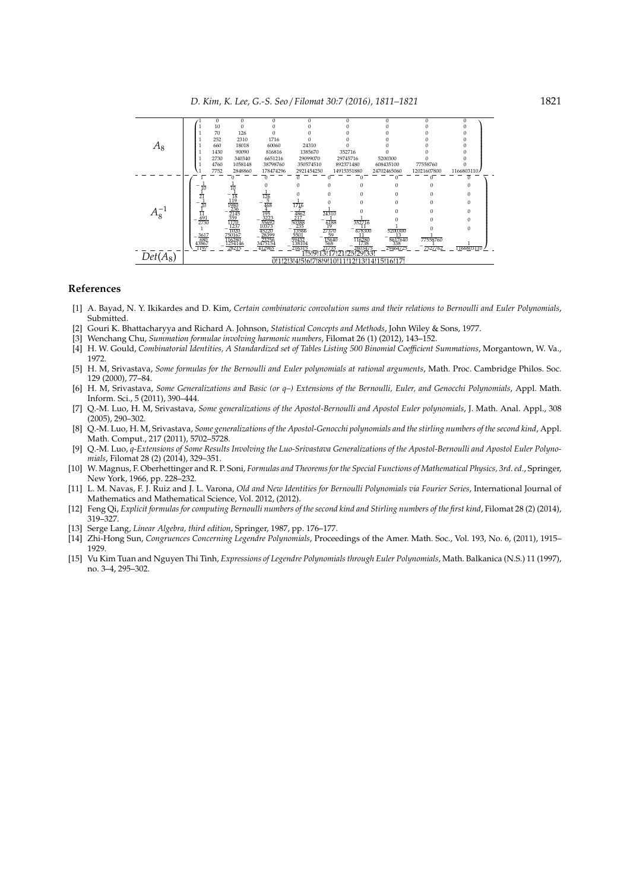| | |
|---|---|
| $A_8$ | $\begin{pmatrix} 1 & 0 & 0 & 0 & 0 & 0 & 0 & 0 & 0 \\ 1 & 10 & 0 & 0 & 0 & 0 & 0 & 0 & 0 \\ 1 & 70 & 126 & 0 & 0 & 0 & 0 & 0 & 0 \\ 1 & 252 & 2310 & 1716 & 0 & 0 & 0 & 0 & 0 \\ 1 & 660 & 18018 & 60060 & 24310 & 0 & 0 & 0 & 0 \\ 1 & 1430 & 90090 & 816816 & 1385670 & 352716 & 0 & 0 & 0 \\ 1 & 2730 & 340340 & 6651216 & 29099070 & 29745716 & 5200300 & 0 & 0 \\ 1 & 4760 & 1058148 & 38798760 & 350574510 & 892371480 & 608435100 & 77558760 & 0 \\ 1 & 7752 & 2848860 & 178474296 & 2921454250 & 14915351880 & 24702465060 & 12021607800 & 1166803110 \end{pmatrix}$ |
| $A_8^{-1}$ | $\begin{pmatrix} 1 & 0 & 0 & 0 & 0 & 0 & 0 & 0 & 0 \\ -\frac{1}{10} & \frac{1}{10} & 0 & 0 & 0 & 0 & 0 & 0 & 0 \\ \frac{1}{21} & -\frac{1}{18} & \frac{1}{126} & 0 & 0 & 0 & 0 & 0 & 0 \\ -\frac{1}{20} & \frac{119}{1980} & -\frac{5}{468} & \frac{1}{1716} & 0 & 0 & 0 & 0 & 0 \\ \frac{1}{11} & -\frac{236}{2145} & \frac{4}{195} & -\frac{1}{4862} & \frac{1}{24310} & 0 & 0 & 0 & 0 \\ -\frac{691}{2730} & \frac{359}{1170} & -\frac{3223}{35692} & \frac{217}{50388} & -\frac{1}{6188} & \frac{1}{352716} & 0 & 0 & 0 \\ 1 & -\frac{1237}{1020} & \frac{10373}{45220} & -\frac{235}{13566} & \frac{19}{27370} & -\frac{11}{678300} & \frac{1}{5200300} & 0 & 0 \\ -\frac{3617}{680} & \frac{750167}{116280} & -\frac{28399}{23256} & \frac{5501}{59432} & -\frac{59}{15640} & \frac{11}{116280} & -\frac{13}{8617640} & \frac{1}{77558760} & 0 \\ \frac{43867}{1197} & -\frac{1254146}{28215} & \frac{3475154}{412965} & -\frac{138104}{216315} & \frac{568}{21735} & -\frac{1738}{2605475} & \frac{338}{29464225} & -\frac{1}{2522762} & \frac{1}{1166803110} \end{pmatrix}$ |
| $Det(A_8)$ | $\frac{1!5!9!13!17!21!25!29!33!}{0!1!2!3!4!5!6!7!8!9!10!11!12!13!14!15!16!17!}$ |

## References

[1] A. Bayad, N. Y. Ikikardes and D. Kim, *Certain combinatoric convolution sums and their relations to Bernoulli and Euler Polynomials*, Submitted.

[2] Gouri K. Bhattacharyya and Richard A. Johnson, *Statistical Concepts and Methods*, John Wiley & Sons, 1977.

[3] Wenchang Chu, *Summation formulae involving harmonic numbers*, Filomat 26 (1) (2012), 143–152.

[4] H. W. Gould, *Combinatorial Identities, A Standardized set of Tables Listing 500 Binomial Coefficient Summations*, Morgantown, W. Va., 1972.

[5] H. M, Srivastava, *Some formulas for the Bernoulli and Euler polynomials at rational arguments*, Math. Proc. Cambridge Philos. Soc. 129 (2000), 77–84.

[6] H. M, Srivastava, *Some Generalizations and Basic (or q–) Extensions of the Bernoulli, Euler, and Genocchi Polynomials*, Appl. Math. Inform. Sci., 5 (2011), 390–444.

[7] Q.-M. Luo, H. M, Srivastava, *Some generalizations of the Apostol-Bernoulli and Apostol Euler polynomials*, J. Math. Anal. Appl., 308 (2005), 290–302.

[8] Q.-M. Luo, H. M, Srivastava, *Some generalizations of the Apostol-Genocchi polynomials and the stirling numbers of the second kind*, Appl. Math. Comput., 217 (2011), 5702–5728.

[9] Q.-M. Luo, *q-Extensions of Some Results Involving the Luo-Srivastava Generalizations of the Apostol-Bernoulli and Apostol Euler Polynomials*, Filomat 28 (2) (2014), 329–351.

[10] W. Magnus, F. Oberhettinger and R. P. Soni, *Formulas and Theorems for the Special Functions of Mathematical Physics, 3rd. ed.*, Springer, New York, 1966, pp. 228–232.

[11] L. M. Navas, F. J. Ruiz and J. L. Varona, *Old and New Identities for Bernoulli Polynomials via Fourier Series*, International Journal of Mathematics and Mathematical Science, Vol. 2012, (2012).

[12] Feng Qi, *Explicit formulas for computing Bernoulli numbers of the second kind and Stirling numbers of the first kind*, Filomat 28 (2) (2014), 319–327.

[13] Serge Lang, *Linear Algebra, third edition*, Springer, 1987, pp. 176–177.

[14] Zhi-Hong Sun, *Congruences Concerning Legendre Polynomials*, Proceedings of the Amer. Math. Soc., Vol. 193, No. 6, (2011), 1915–1929.

[15] Vu Kim Tuan and Nguyen Thi Tinh, *Expressions of Legendre Polynomials through Euler Polynomials*, Math. Balkanica (N.S.) 11 (1997), no. 3–4, 295–302.